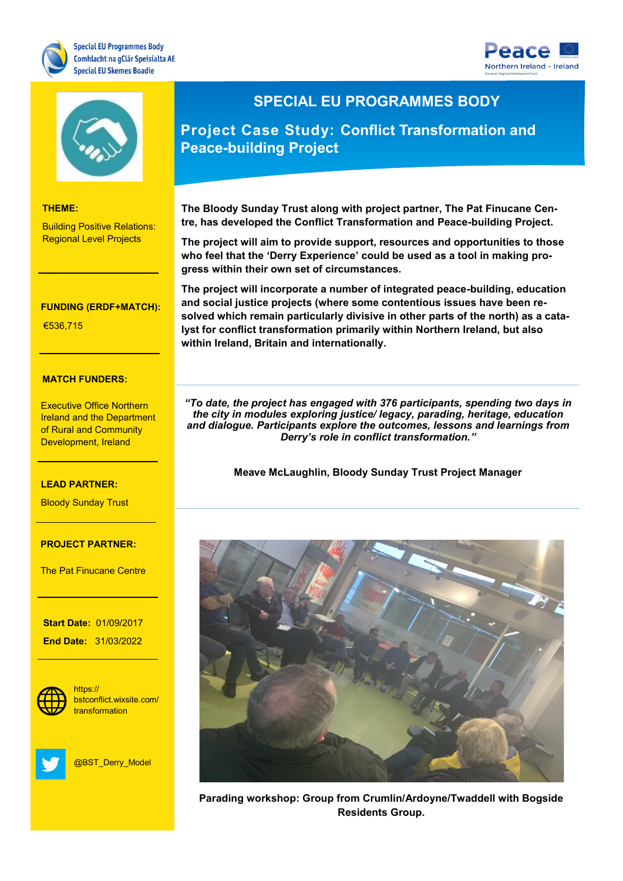Special EU Programmes Body
Comhlacht na gClár Speisialta AE
Special EU Skemes Boadie

Peace
Northern Ireland - Ireland

# SPECIAL EU PROGRAMMES BODY

## Project Case Study: Conflict Transformation and Peace-building Project

**THEME:**

Building Positive Relations: Regional Level Projects

**FUNDING (ERDF+MATCH):**

€536,715

**MATCH FUNDERS:**

Executive Office Northern Ireland and the Department of Rural and Community Development, Ireland

**LEAD PARTNER:**

Bloody Sunday Trust

**PROJECT PARTNER:**

The Pat Finucane Centre

**Start Date:** 01/09/2017

**End Date:** 31/03/2022

https://bstconflict.wixsite.com/transformation

@BST_Derry_Model

**The Bloody Sunday Trust along with project partner, The Pat Finucane Centre, has developed the Conflict Transformation and Peace-building Project.**

**The project will aim to provide support, resources and opportunities to those who feel that the 'Derry Experience' could be used as a tool in making progress within their own set of circumstances.**

**The project will incorporate a number of integrated peace-building, education and social justice projects (where some contentious issues have been resolved which remain particularly divisive in other parts of the north) as a catalyst for conflict transformation primarily within Northern Ireland, but also within Ireland, Britain and internationally.**

***"To date, the project has engaged with 376 participants, spending two days in the city in modules exploring justice/ legacy, parading, heritage, education and dialogue. Participants explore the outcomes, lessons and learnings from Derry's role in conflict transformation."***

**Meave McLaughlin, Bloody Sunday Trust Project Manager**

**Parading workshop: Group from Crumlin/Ardoyne/Twaddell with Bogside Residents Group.**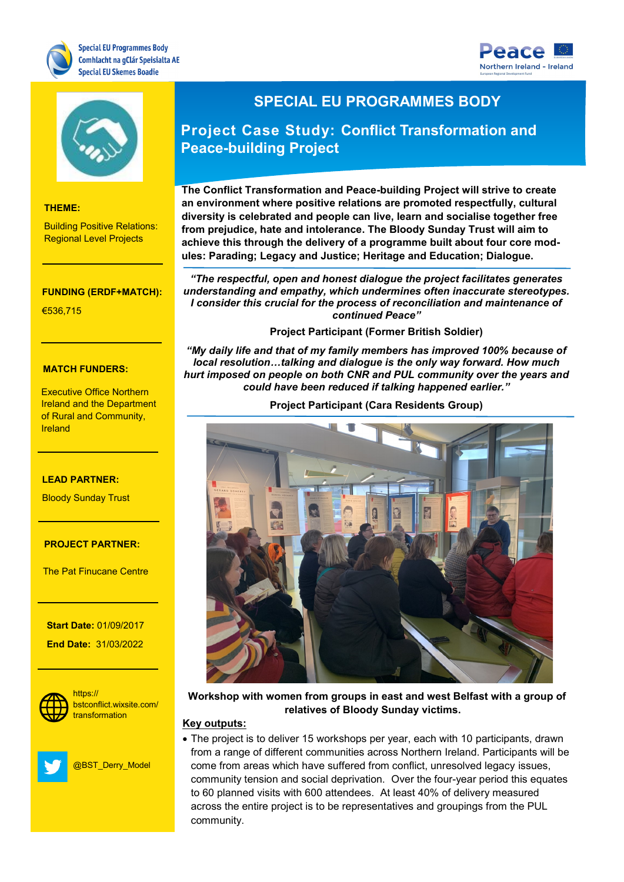Special EU Programmes Body
Comhlacht na gClár Speisialta AE
Special EU Skemes Boadie

Peace
Northern Ireland - Ireland

# SPECIAL EU PROGRAMMES BODY

## Project Case Study: Conflict Transformation and Peace-building Project

**The Conflict Transformation and Peace-building Project will strive to create an environment where positive relations are promoted respectfully, cultural diversity is celebrated and people can live, learn and socialise together free from prejudice, hate and intolerance. The Bloody Sunday Trust will aim to achieve this through the delivery of a programme built about four core modules: Parading; Legacy and Justice; Heritage and Education; Dialogue.**

***"The respectful, open and honest dialogue the project facilitates generates understanding and empathy, which undermines often inaccurate stereotypes. I consider this crucial for the process of reconciliation and maintenance of continued Peace"***

**Project Participant (Former British Soldier)**

***"My daily life and that of my family members has improved 100% because of local resolution…talking and dialogue is the only way forward. How much hurt imposed on people on both CNR and PUL community over the years and could have been reduced if talking happened earlier."***

**Project Participant (Cara Residents Group)**

**Workshop with women from groups in east and west Belfast with a group of relatives of Bloody Sunday victims.**

**Key outputs:**

- The project is to deliver 15 workshops per year, each with 10 participants, drawn from a range of different communities across Northern Ireland. Participants will be come from areas which have suffered from conflict, unresolved legacy issues, community tension and social deprivation. Over the four-year period this equates to 60 planned visits with 600 attendees. At least 40% of delivery measured across the entire project is to be representatives and groupings from the PUL community.

**THEME:**

Building Positive Relations: Regional Level Projects

**FUNDING (ERDF+MATCH):**

€536,715

**MATCH FUNDERS:**

Executive Office Northern Ireland and the Department of Rural and Community, Ireland

**LEAD PARTNER:**

Bloody Sunday Trust

**PROJECT PARTNER:**

The Pat Finucane Centre

**Start Date:** 01/09/2017

**End Date:** 31/03/2022

https://bstconflict.wixsite.com/transformation

@BST_Derry_Model